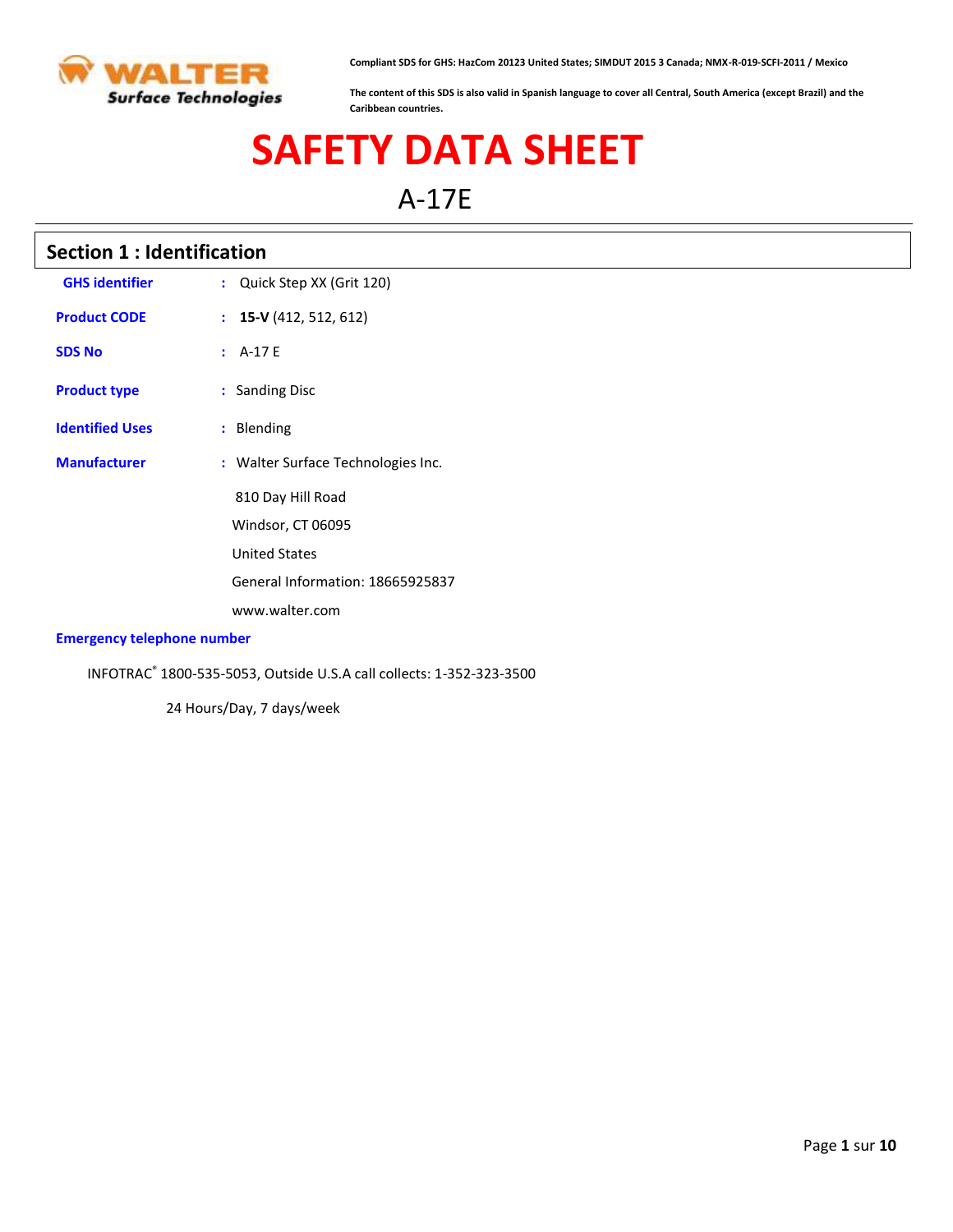Compliant SDS for GHS: HazCom 20123 United States; SIMDUT 2015 3 Canada; NMX-R-019-SCFI-2011 / Mexico

The content of this SDS is also valid in Spanish language to cover all Central, South America (except Brazil) and the Caribbean countries.

# SAFETY DATA SHEET

## A-17E

## Section 1 : Identification

**GHS identifier** : Quick Step XX (Grit 120)

**Product CODE** : **15-V** (412, 512, 612)

**SDS No** : A-17 E

**Product type** : Sanding Disc

**Identified Uses** : Blending

**Manufacturer** : Walter Surface Technologies Inc.

810 Day Hill Road

Windsor, CT 06095

United States

General Information: 18665925837

www.walter.com

**Emergency telephone number**

INFOTRAC® 1800-535-5053, Outside U.S.A call collects: 1-352-323-3500

24 Hours/Day, 7 days/week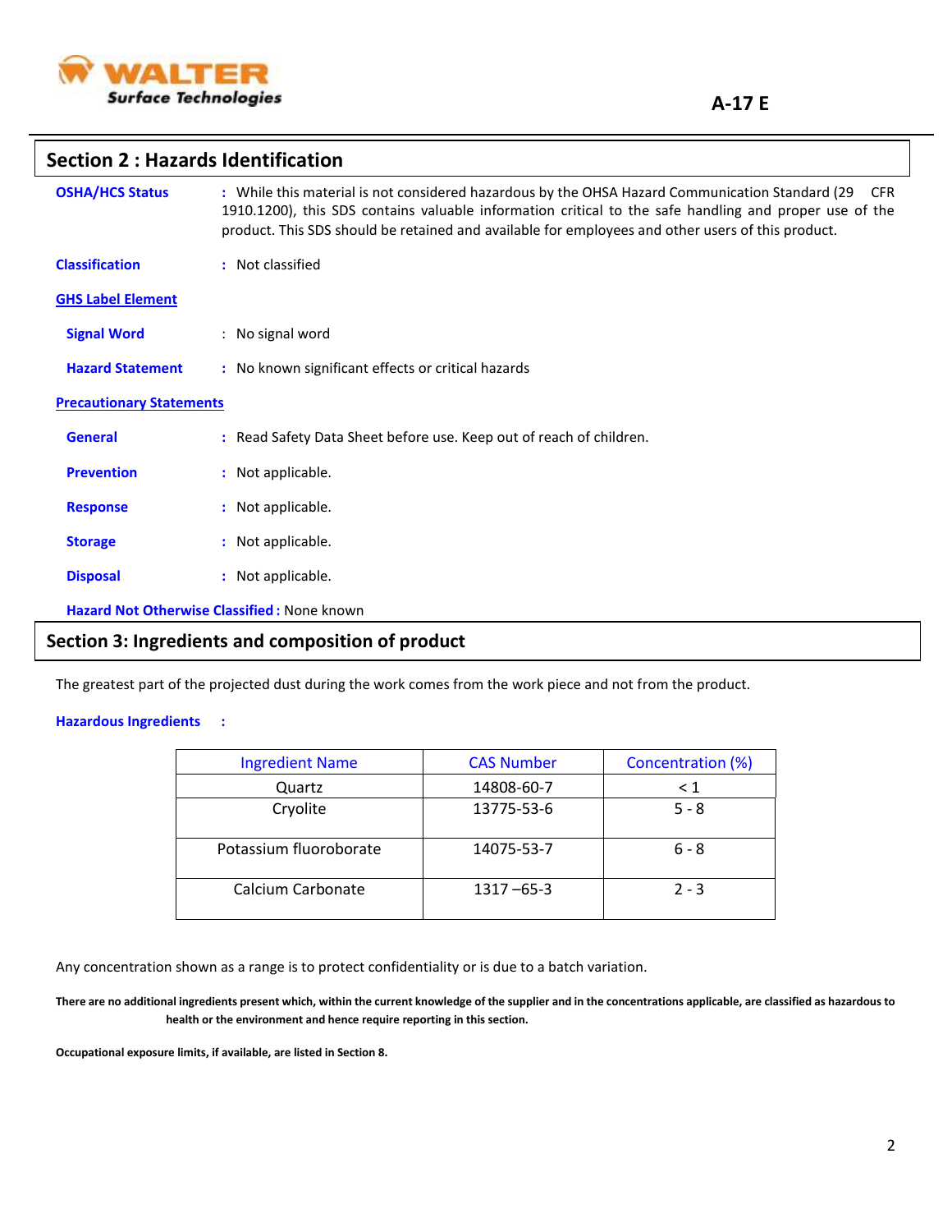## Section 2 : Hazards Identification

**OSHA/HCS Status** : While this material is not considered hazardous by the OHSA Hazard Communication Standard (29 CFR 1910.1200), this SDS contains valuable information critical to the safe handling and proper use of the product. This SDS should be retained and available for employees and other users of this product.

**Classification** : Not classified

**GHS Label Element**

**Signal Word** : No signal word

**Hazard Statement** : No known significant effects or critical hazards

**Precautionary Statements**

**General** : Read Safety Data Sheet before use. Keep out of reach of children.

**Prevention** : Not applicable.

**Response** : Not applicable.

**Storage** : Not applicable.

**Disposal** : Not applicable.

**Hazard Not Otherwise Classified :** None known

## Section 3: Ingredients and composition of product

The greatest part of the projected dust during the work comes from the work piece and not from the product.

**Hazardous Ingredients** :

| Ingredient Name | CAS Number | Concentration (%) |
|---|---|---|
| Quartz | 14808-60-7 | < 1 |
| Cryolite | 13775-53-6 | 5 - 8 |
| Potassium fluoroborate | 14075-53-7 | 6 - 8 |
| Calcium Carbonate | 1317 –65-3 | 2 - 3 |

Any concentration shown as a range is to protect confidentiality or is due to a batch variation.

**There are no additional ingredients present which, within the current knowledge of the supplier and in the concentrations applicable, are classified as hazardous to health or the environment and hence require reporting in this section.**

**Occupational exposure limits, if available, are listed in Section 8.**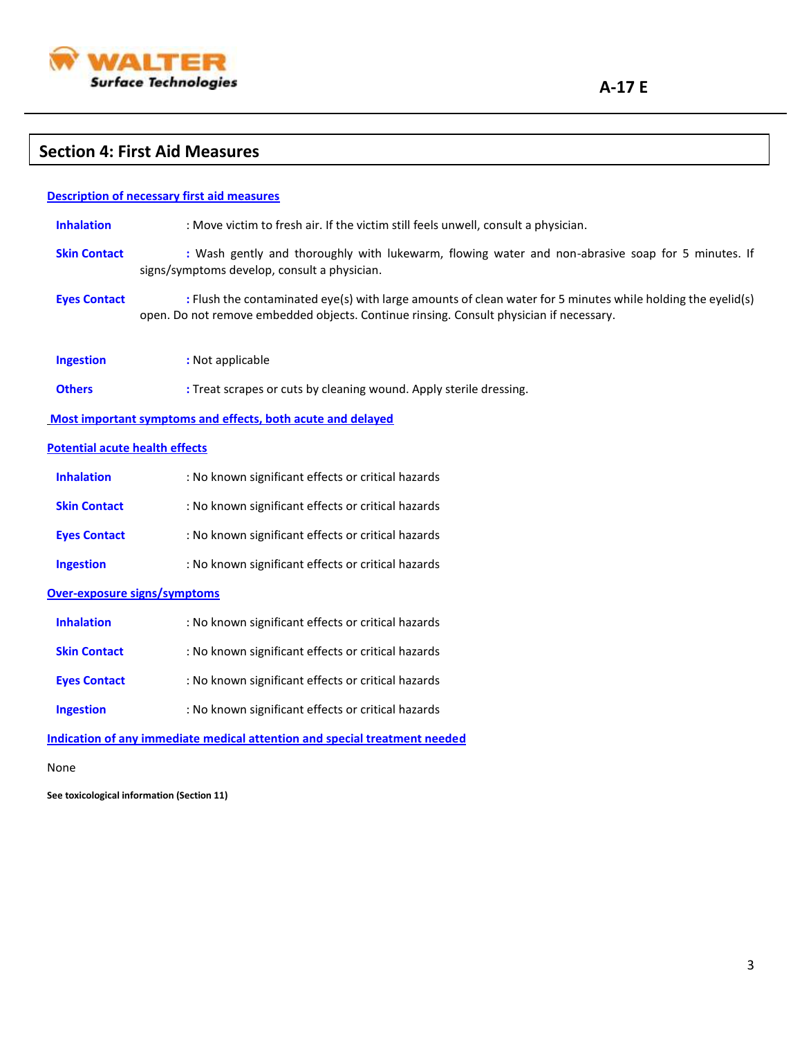## Section 4: First Aid Measures

**Description of necessary first aid measures**

**Inhalation** : Move victim to fresh air. If the victim still feels unwell, consult a physician.

**Skin Contact** : Wash gently and thoroughly with lukewarm, flowing water and non-abrasive soap for 5 minutes. If signs/symptoms develop, consult a physician.

**Eyes Contact** : Flush the contaminated eye(s) with large amounts of clean water for 5 minutes while holding the eyelid(s) open. Do not remove embedded objects. Continue rinsing. Consult physician if necessary.

**Ingestion** : Not applicable

**Others** : Treat scrapes or cuts by cleaning wound. Apply sterile dressing.

**Most important symptoms and effects, both acute and delayed**

**Potential acute health effects**

**Inhalation** : No known significant effects or critical hazards

**Skin Contact** : No known significant effects or critical hazards

**Eyes Contact** : No known significant effects or critical hazards

**Ingestion** : No known significant effects or critical hazards

**Over-exposure signs/symptoms**

**Inhalation** : No known significant effects or critical hazards

**Skin Contact** : No known significant effects or critical hazards

**Eyes Contact** : No known significant effects or critical hazards

**Ingestion** : No known significant effects or critical hazards

**Indication of any immediate medical attention and special treatment needed**

None

**See toxicological information (Section 11)**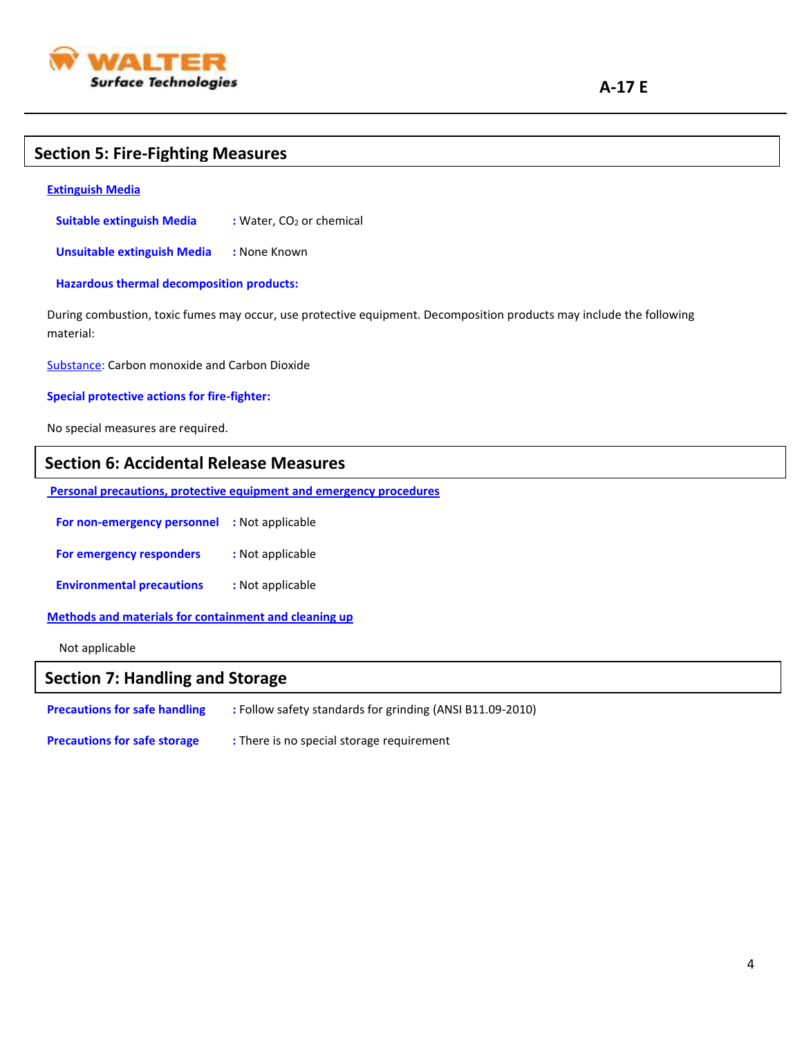## Section 5: Fire-Fighting Measures

**Extinguish Media**

**Suitable extinguish Media** : Water, $CO_2$ or chemical

**Unsuitable extinguish Media** : None Known

**Hazardous thermal decomposition products:**

During combustion, toxic fumes may occur, use protective equipment. Decomposition products may include the following material:

Substance: Carbon monoxide and Carbon Dioxide

**Special protective actions for fire-fighter:**

No special measures are required.

## Section 6: Accidental Release Measures

**Personal precautions, protective equipment and emergency procedures**

**For non-emergency personnel** : Not applicable

**For emergency responders** : Not applicable

**Environmental precautions** : Not applicable

**Methods and materials for containment and cleaning up**

Not applicable

## Section 7: Handling and Storage

**Precautions for safe handling** : Follow safety standards for grinding (ANSI B11.09-2010)

**Precautions for safe storage** : There is no special storage requirement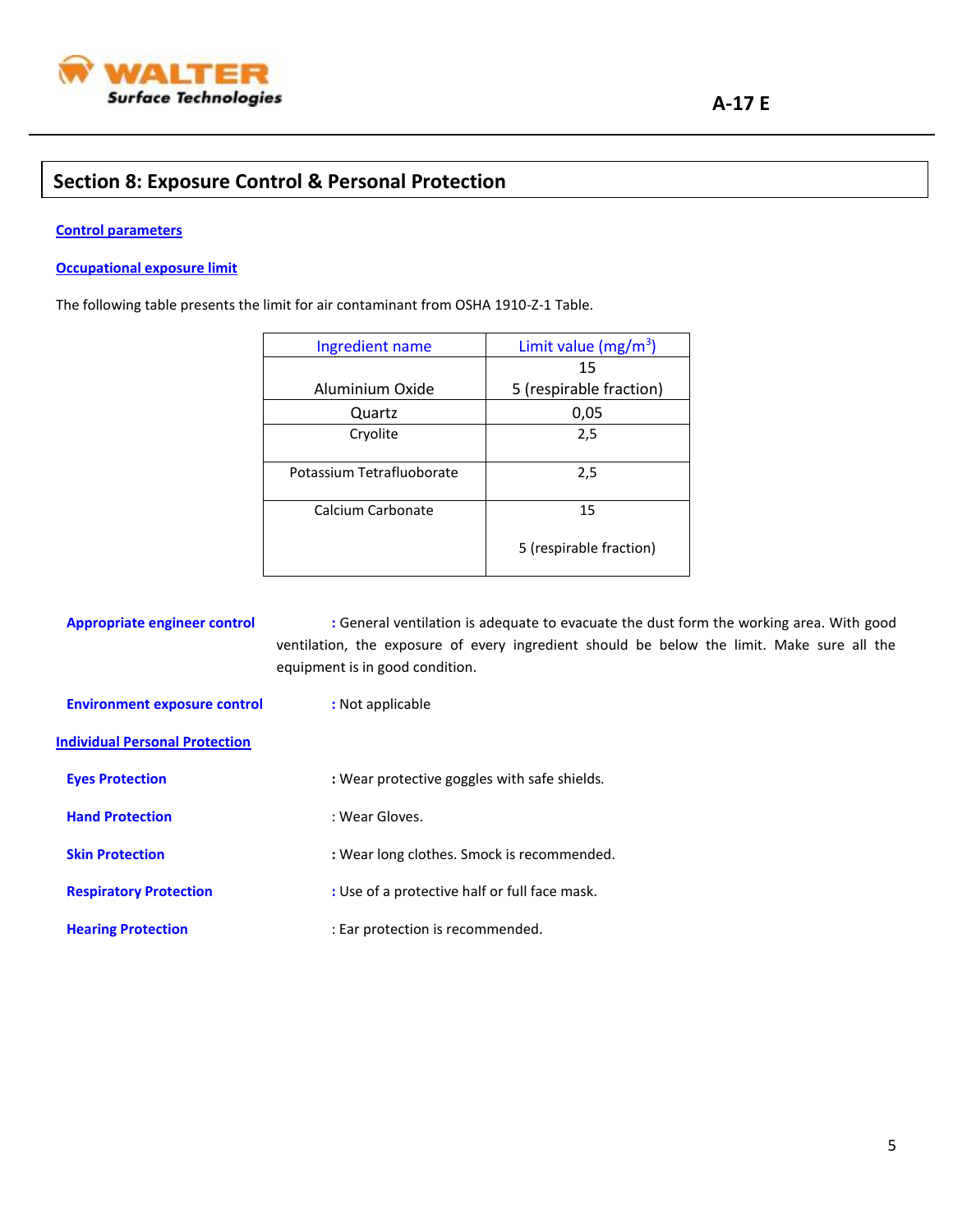## Section 8: Exposure Control & Personal Protection

**Control parameters**

**Occupational exposure limit**

The following table presents the limit for air contaminant from OSHA 1910-Z-1 Table.

| Ingredient name | Limit value (mg/m$^3$) |
|---|---|
| Aluminium Oxide | 15<br>5 (respirable fraction) |
| Quartz | 0,05 |
| Cryolite | 2,5 |
| Potassium Tetrafluoborate | 2,5 |
| Calcium Carbonate | 15<br>5 (respirable fraction) |

**Appropriate engineer control** : General ventilation is adequate to evacuate the dust form the working area. With good ventilation, the exposure of every ingredient should be below the limit. Make sure all the equipment is in good condition.

**Environment exposure control** : Not applicable

**Individual Personal Protection**

**Eyes Protection** : Wear protective goggles with safe shields.

**Hand Protection** : Wear Gloves.

**Skin Protection** : Wear long clothes. Smock is recommended.

**Respiratory Protection** : Use of a protective half or full face mask.

**Hearing Protection** : Ear protection is recommended.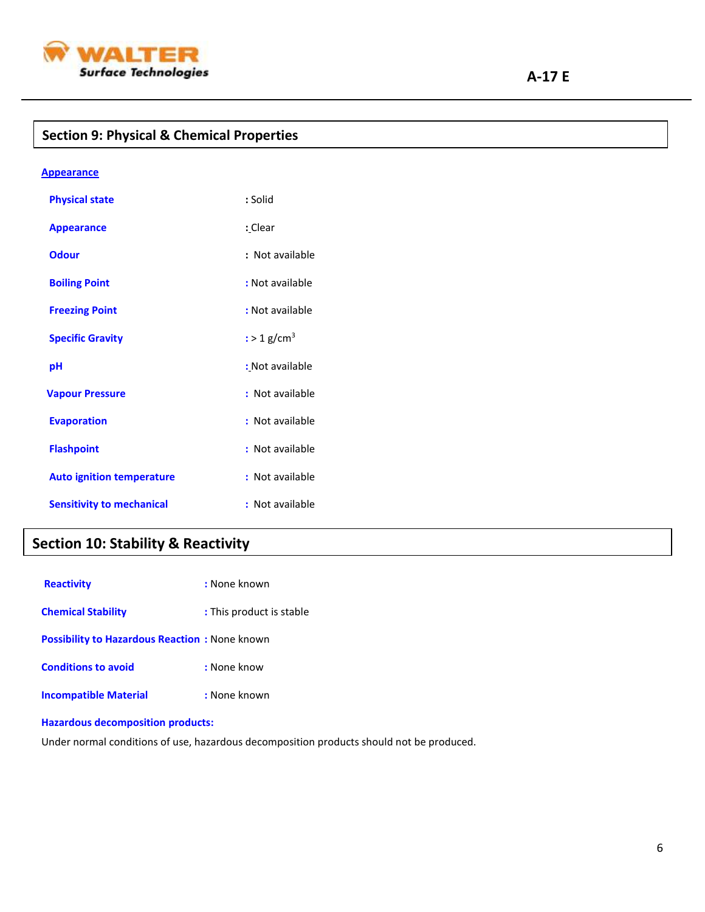## Section 9: Physical & Chemical Properties

**Appearance**

| | |
|---|---|
| **Physical state** | : Solid |
| **Appearance** | : Clear |
| **Odour** | : Not available |
| **Boiling Point** | : Not available |
| **Freezing Point** | : Not available |
| **Specific Gravity** | : > 1 g/cm$^3$ |
| **pH** | : Not available |
| **Vapour Pressure** | : Not available |
| **Evaporation** | : Not available |
| **Flashpoint** | : Not available |
| **Auto ignition temperature** | : Not available |
| **Sensitivity to mechanical** | : Not available |

## Section 10: Stability & Reactivity

| | |
|---|---|
| **Reactivity** | : None known |
| **Chemical Stability** | : This product is stable |
| **Possibility to Hazardous Reaction** | : None known |
| **Conditions to avoid** | : None know |
| **Incompatible Material** | : None known |

**Hazardous decomposition products:**

Under normal conditions of use, hazardous decomposition products should not be produced.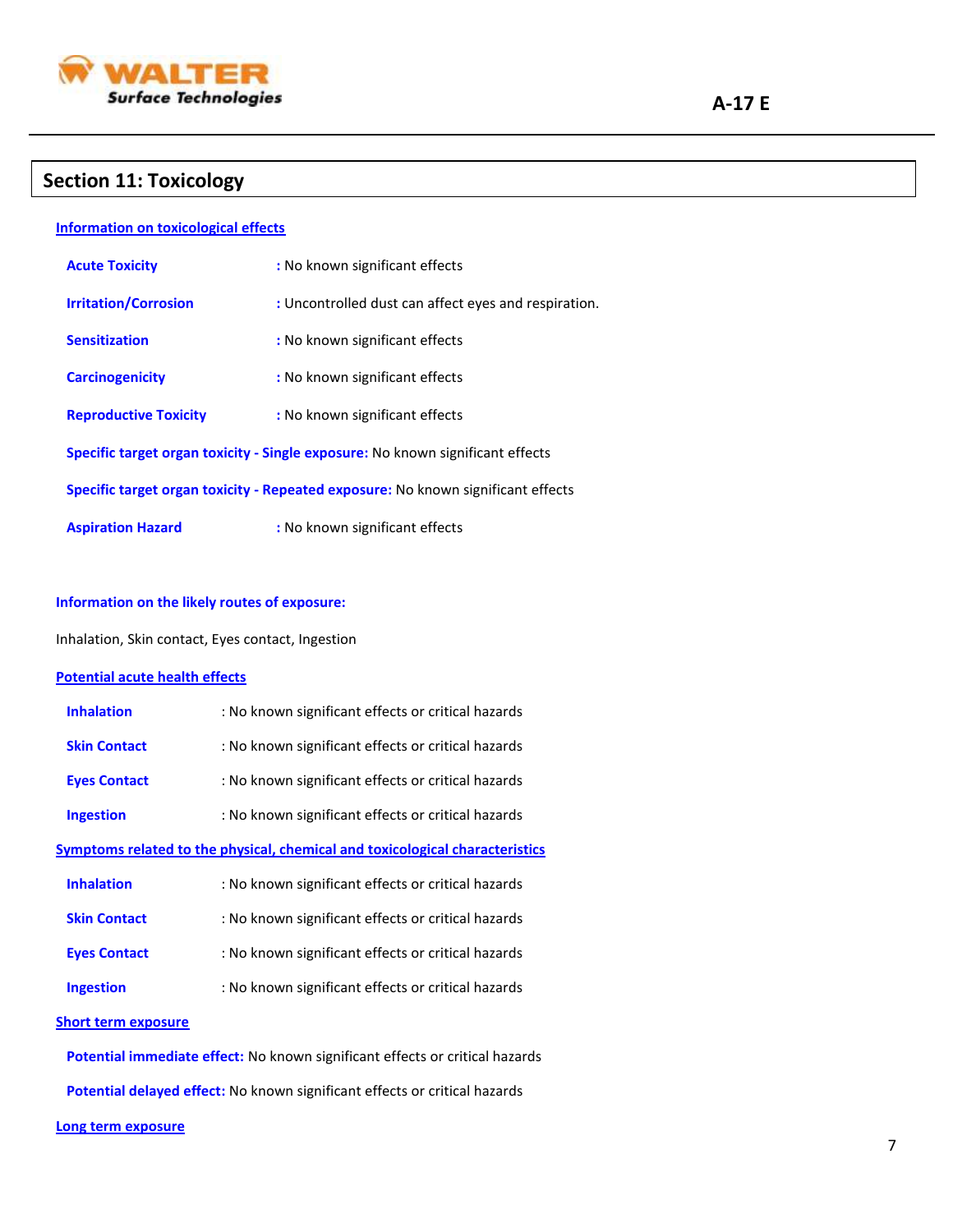## Section 11: Toxicology

**Information on toxicological effects**

**Acute Toxicity** : No known significant effects

**Irritation/Corrosion** : Uncontrolled dust can affect eyes and respiration.

**Sensitization** : No known significant effects

**Carcinogenicity** : No known significant effects

**Reproductive Toxicity** : No known significant effects

**Specific target organ toxicity - Single exposure:** No known significant effects

**Specific target organ toxicity - Repeated exposure:** No known significant effects

**Aspiration Hazard** : No known significant effects

**Information on the likely routes of exposure:**

Inhalation, Skin contact, Eyes contact, Ingestion

**Potential acute health effects**

**Inhalation** : No known significant effects or critical hazards

**Skin Contact** : No known significant effects or critical hazards

**Eyes Contact** : No known significant effects or critical hazards

**Ingestion** : No known significant effects or critical hazards

**Symptoms related to the physical, chemical and toxicological characteristics**

**Inhalation** : No known significant effects or critical hazards

**Skin Contact** : No known significant effects or critical hazards

**Eyes Contact** : No known significant effects or critical hazards

**Ingestion** : No known significant effects or critical hazards

**Short term exposure**

**Potential immediate effect:** No known significant effects or critical hazards

**Potential delayed effect:** No known significant effects or critical hazards

**Long term exposure**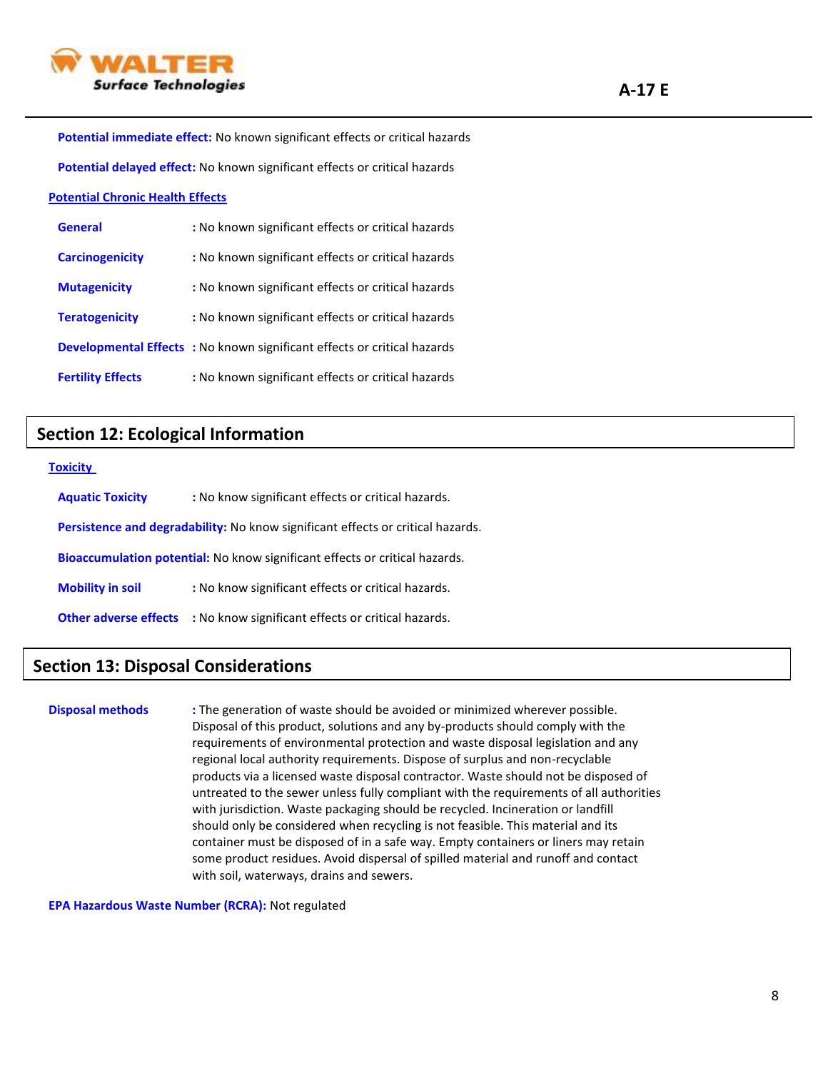**Potential immediate effect:** No known significant effects or critical hazards

**Potential delayed effect:** No known significant effects or critical hazards

**Potential Chronic Health Effects**

**General** : No known significant effects or critical hazards

**Carcinogenicity** : No known significant effects or critical hazards

**Mutagenicity** : No known significant effects or critical hazards

**Teratogenicity** : No known significant effects or critical hazards

**Developmental Effects** : No known significant effects or critical hazards

**Fertility Effects** : No known significant effects or critical hazards

## Section 12: Ecological Information

**Toxicity**

**Aquatic Toxicity** : No know significant effects or critical hazards.

**Persistence and degradability:** No know significant effects or critical hazards.

**Bioaccumulation potential:** No know significant effects or critical hazards.

**Mobility in soil** : No know significant effects or critical hazards.

**Other adverse effects** : No know significant effects or critical hazards.

## Section 13: Disposal Considerations

**Disposal methods** : The generation of waste should be avoided or minimized wherever possible. Disposal of this product, solutions and any by-products should comply with the requirements of environmental protection and waste disposal legislation and any regional local authority requirements. Dispose of surplus and non-recyclable products via a licensed waste disposal contractor. Waste should not be disposed of untreated to the sewer unless fully compliant with the requirements of all authorities with jurisdiction. Waste packaging should be recycled. Incineration or landfill should only be considered when recycling is not feasible. This material and its container must be disposed of in a safe way. Empty containers or liners may retain some product residues. Avoid dispersal of spilled material and runoff and contact with soil, waterways, drains and sewers.

**EPA Hazardous Waste Number (RCRA):** Not regulated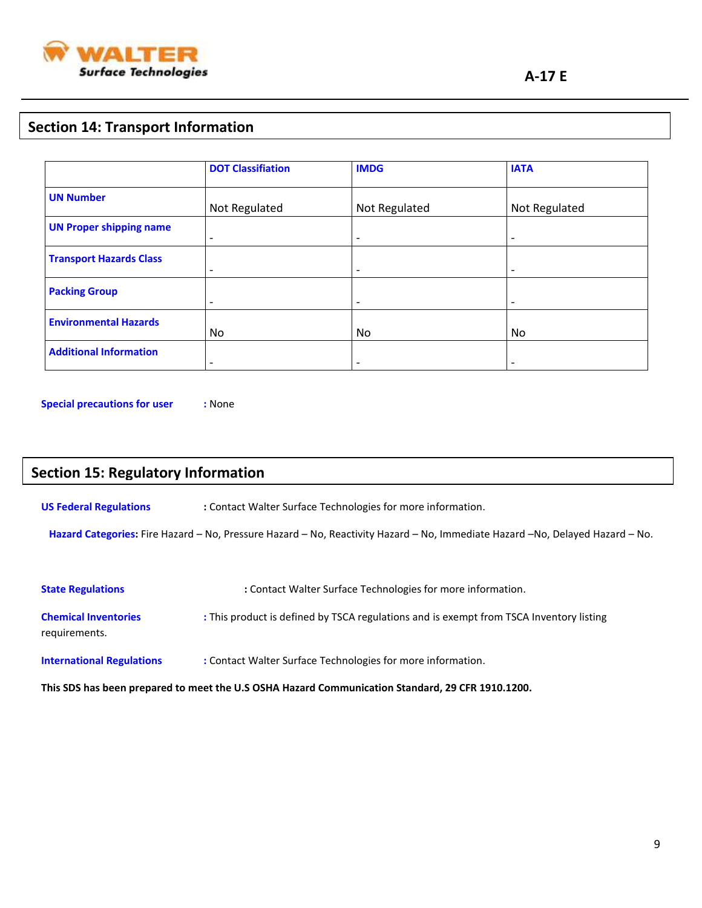## Section 14: Transport Information

| | DOT Classifiation | IMDG | IATA |
|---|---|---|---|
| UN Number | Not Regulated | Not Regulated | Not Regulated |
| UN Proper shipping name | - | - | - |
| Transport Hazards Class | - | - | - |
| Packing Group | - | - | - |
| Environmental Hazards | No | No | No |
| Additional Information | - | - | - |

**Special precautions for user** : None

## Section 15: Regulatory Information

**US Federal Regulations** : Contact Walter Surface Technologies for more information.

**Hazard Categories:** Fire Hazard – No, Pressure Hazard – No, Reactivity Hazard – No, Immediate Hazard –No, Delayed Hazard – No.

**State Regulations** : Contact Walter Surface Technologies for more information.

**Chemical Inventories** : This product is defined by TSCA regulations and is exempt from TSCA Inventory listing requirements.

**International Regulations** : Contact Walter Surface Technologies for more information.

**This SDS has been prepared to meet the U.S OSHA Hazard Communication Standard, 29 CFR 1910.1200.**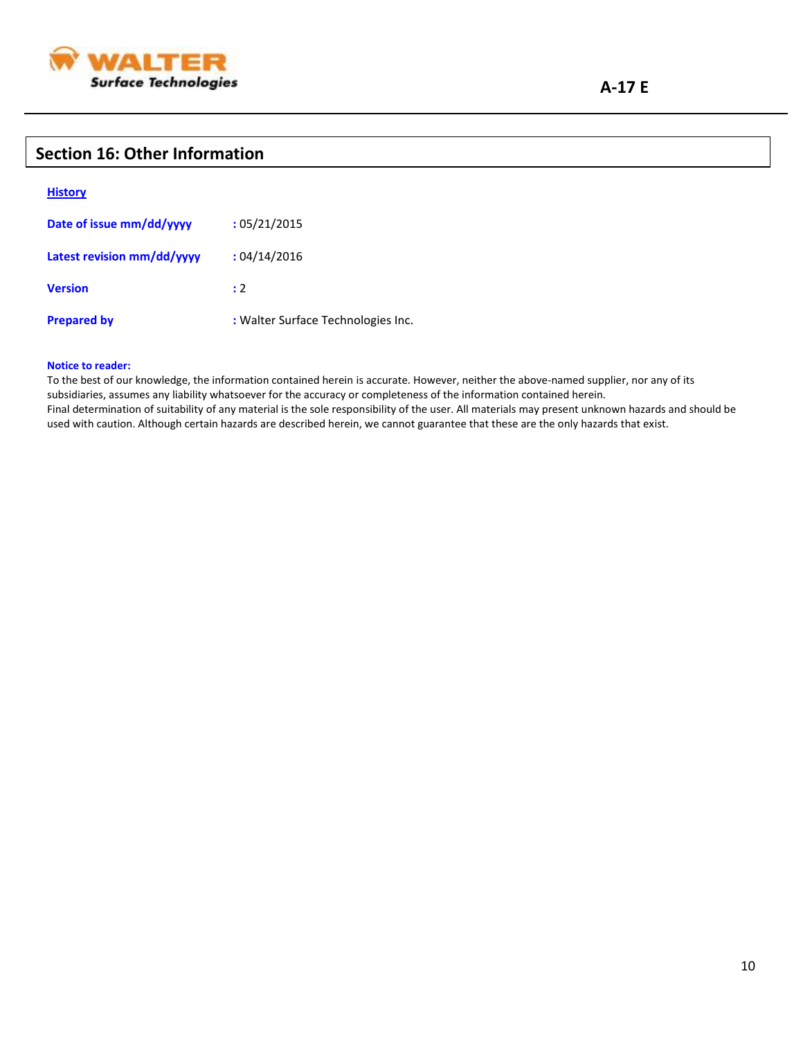## Section 16: Other Information

**History**

**Date of issue mm/dd/yyyy** : 05/21/2015

**Latest revision mm/dd/yyyy** : 04/14/2016

**Version** : 2

**Prepared by** : Walter Surface Technologies Inc.

**Notice to reader:**

To the best of our knowledge, the information contained herein is accurate. However, neither the above-named supplier, nor any of its subsidiaries, assumes any liability whatsoever for the accuracy or completeness of the information contained herein.
Final determination of suitability of any material is the sole responsibility of the user. All materials may present unknown hazards and should be used with caution. Although certain hazards are described herein, we cannot guarantee that these are the only hazards that exist.